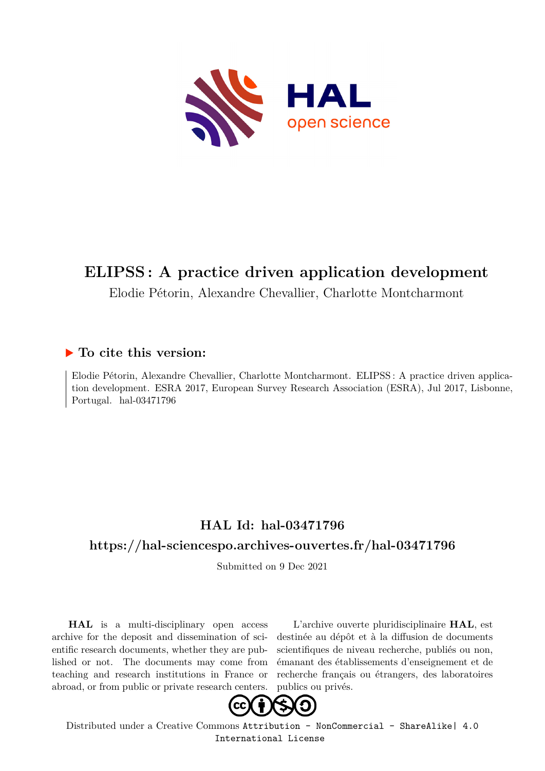# ELIPSS : A practice driven application development

Elodie Pétorin, Alexandre Chevallier, Charlotte Montcharmont

## ▶ To cite this version:

Elodie Pétorin, Alexandre Chevallier, Charlotte Montcharmont. ELIPSS : A practice driven application development. ESRA 2017, European Survey Research Association (ESRA), Jul 2017, Lisbonne, Portugal. hal-03471796

## HAL Id: hal-03471796

## https://hal-sciencespo.archives-ouvertes.fr/hal-03471796

Submitted on 9 Dec 2021

**HAL** is a multi-disciplinary open access archive for the deposit and dissemination of scientific research documents, whether they are published or not. The documents may come from teaching and research institutions in France or abroad, or from public or private research centers.

L'archive ouverte pluridisciplinaire **HAL**, est destinée au dépôt et à la diffusion de documents scientifiques de niveau recherche, publiés ou non, émanant des établissements d'enseignement et de recherche français ou étrangers, des laboratoires publics ou privés.

Distributed under a Creative Commons Attribution - NonCommercial - ShareAlike| 4.0 International License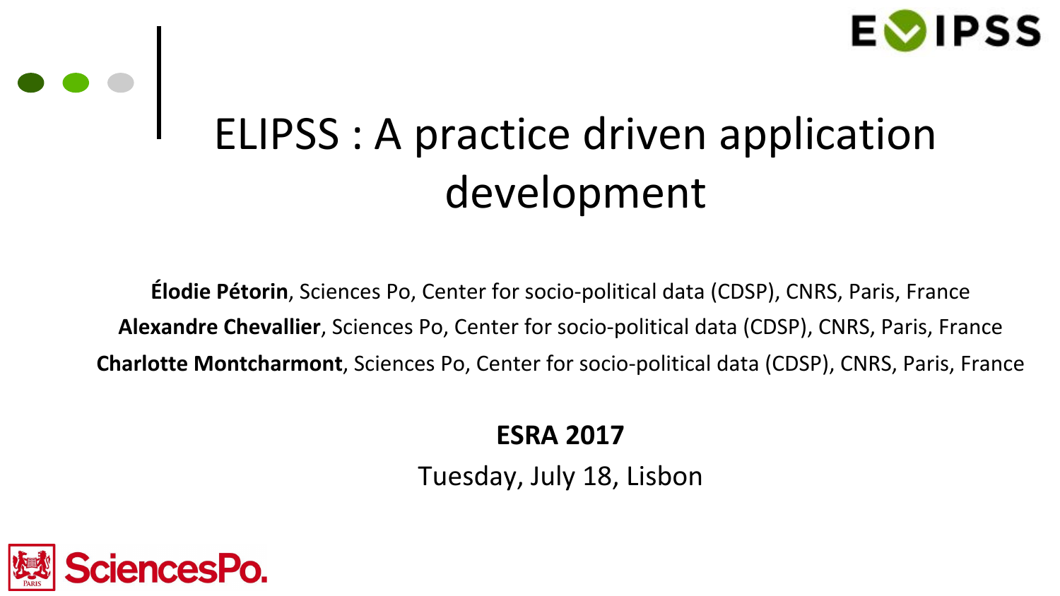# ELIPSS : A practice driven application development

**Élodie Pétorin**, Sciences Po, Center for socio-political data (CDSP), CNRS, Paris, France

**Alexandre Chevallier**, Sciences Po, Center for socio-political data (CDSP), CNRS, Paris, France

**Charlotte Montcharmont**, Sciences Po, Center for socio-political data (CDSP), CNRS, Paris, France

**ESRA 2017**

Tuesday, July 18, Lisbon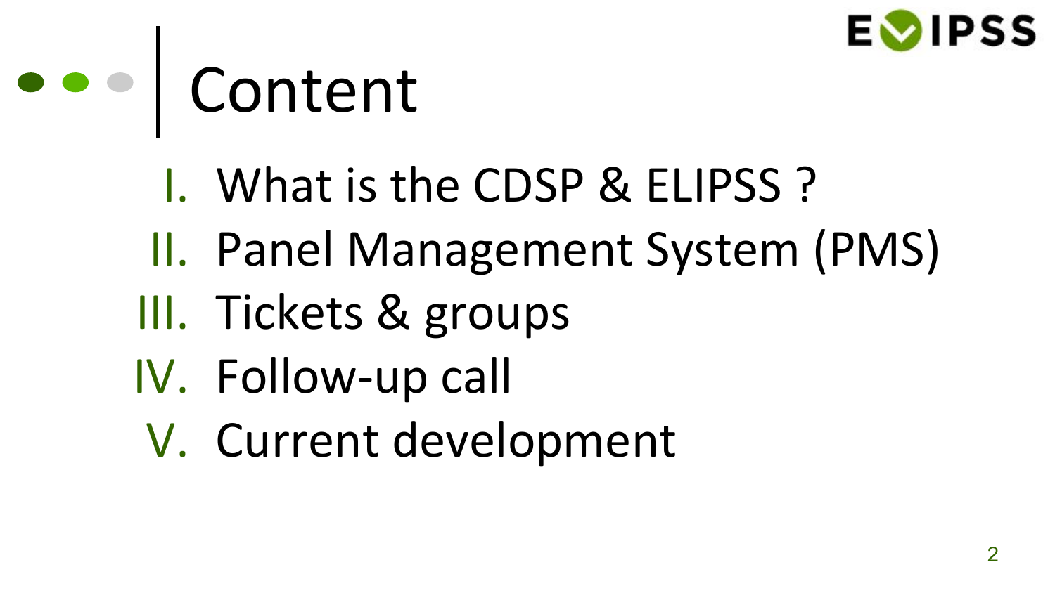# Content

I. What is the CDSP & ELIPSS ?
II. Panel Management System (PMS)
III. Tickets & groups
IV. Follow-up call
V. Current development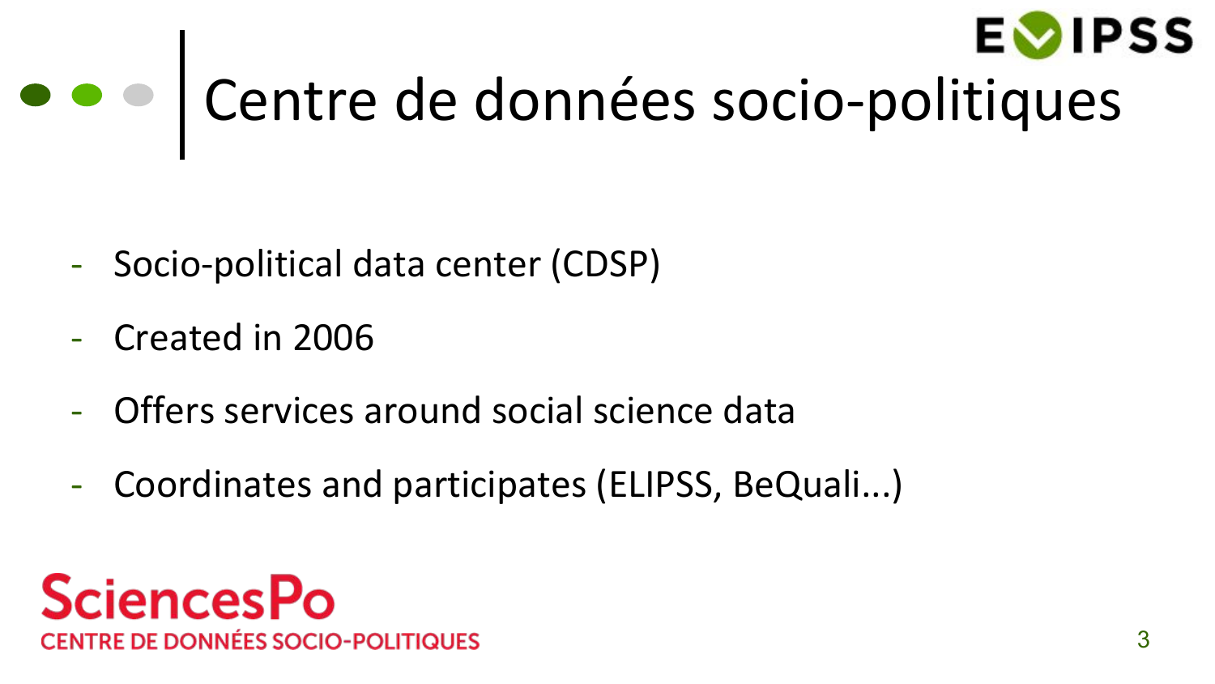# Centre de données socio-politiques

- Socio-political data center (CDSP)
- Created in 2006
- Offers services around social science data
- Coordinates and participates (ELIPSS, BeQuali...)

SciencesPo
CENTRE DE DONNÉES SOCIO-POLITIQUES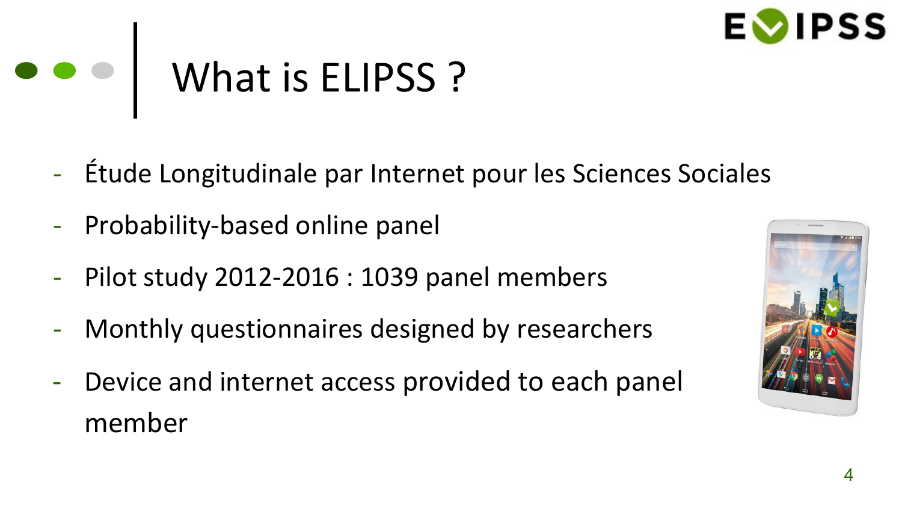# What is ELIPSS ?

- Étude Longitudinale par Internet pour les Sciences Sociales
- Probability-based online panel
- Pilot study 2012-2016 : 1039 panel members
- Monthly questionnaires designed by researchers
- Device and internet access provided to each panel member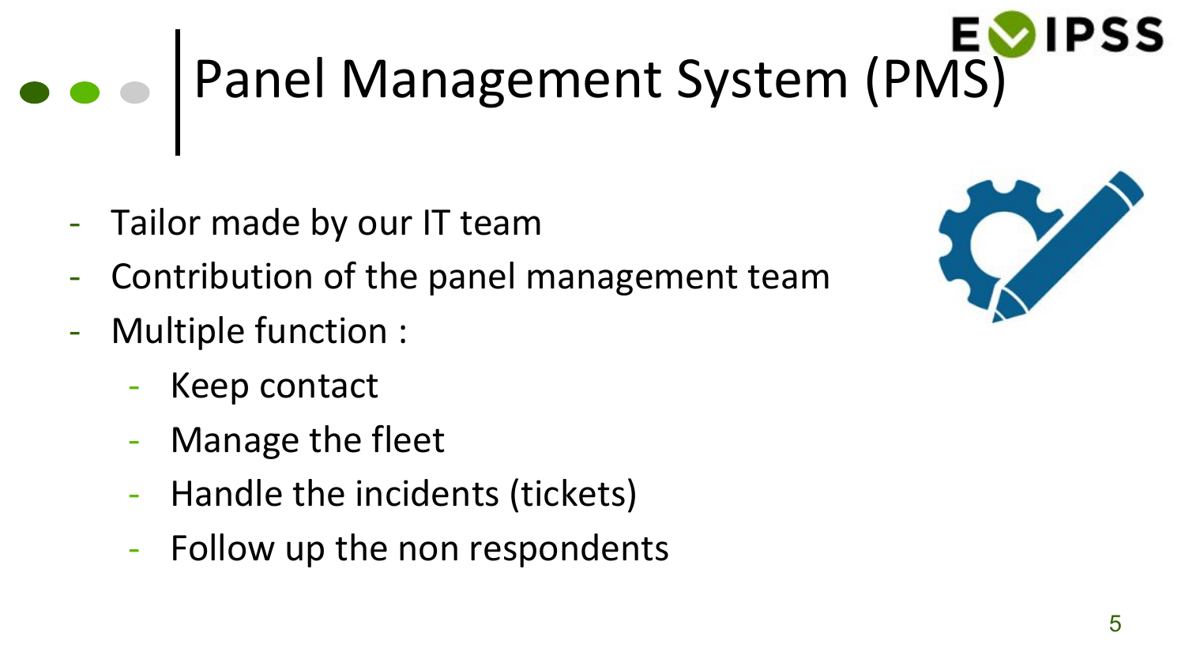# Panel Management System (PMS)

- Tailor made by our IT team
- Contribution of the panel management team
- Multiple function :
  - Keep contact
  - Manage the fleet
  - Handle the incidents (tickets)
  - Follow up the non respondents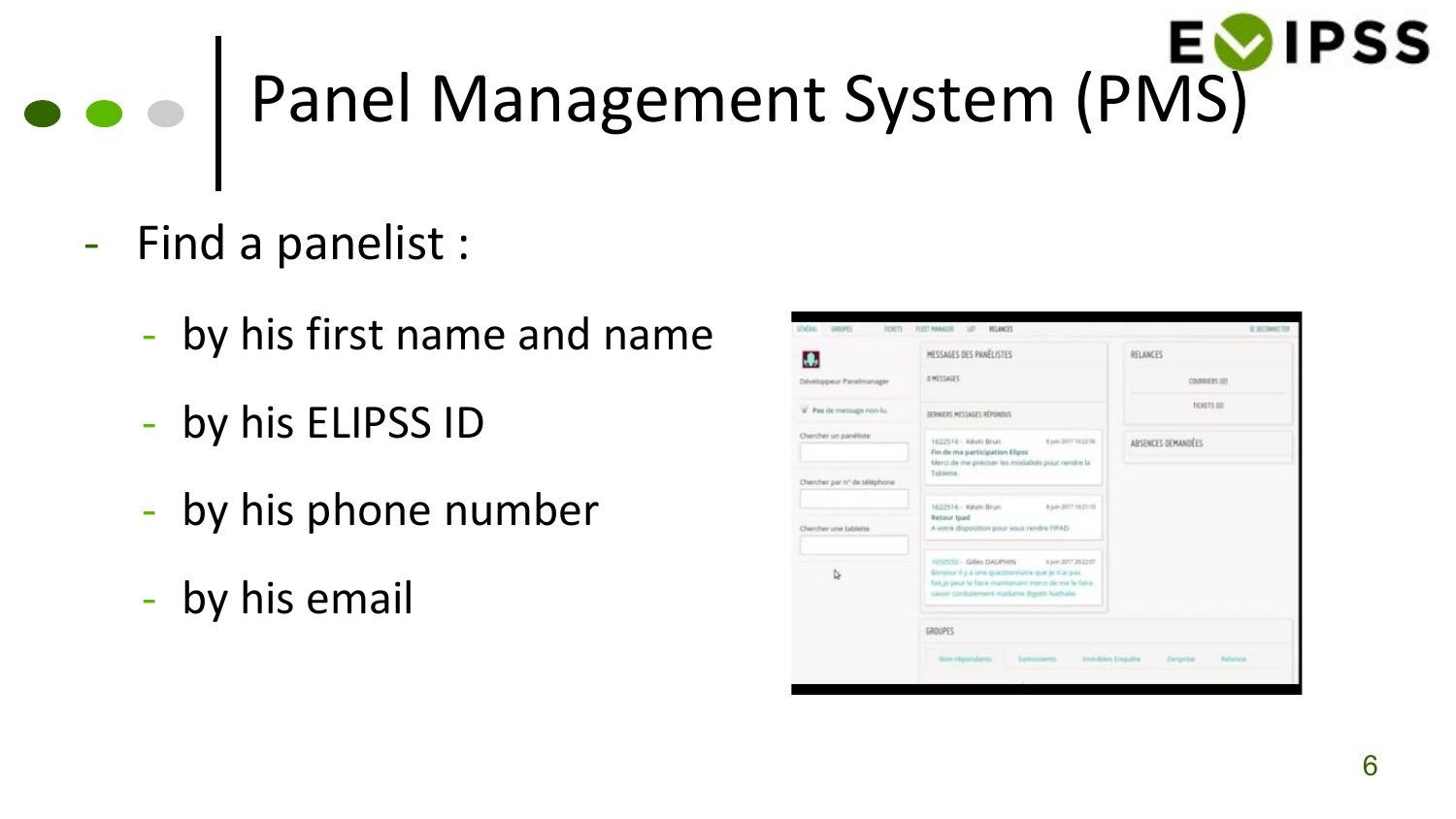# Panel Management System (PMS)

- Find a panelist :
  - by his first name and name
  - by his ELIPSS ID
  - by his phone number
  - by his email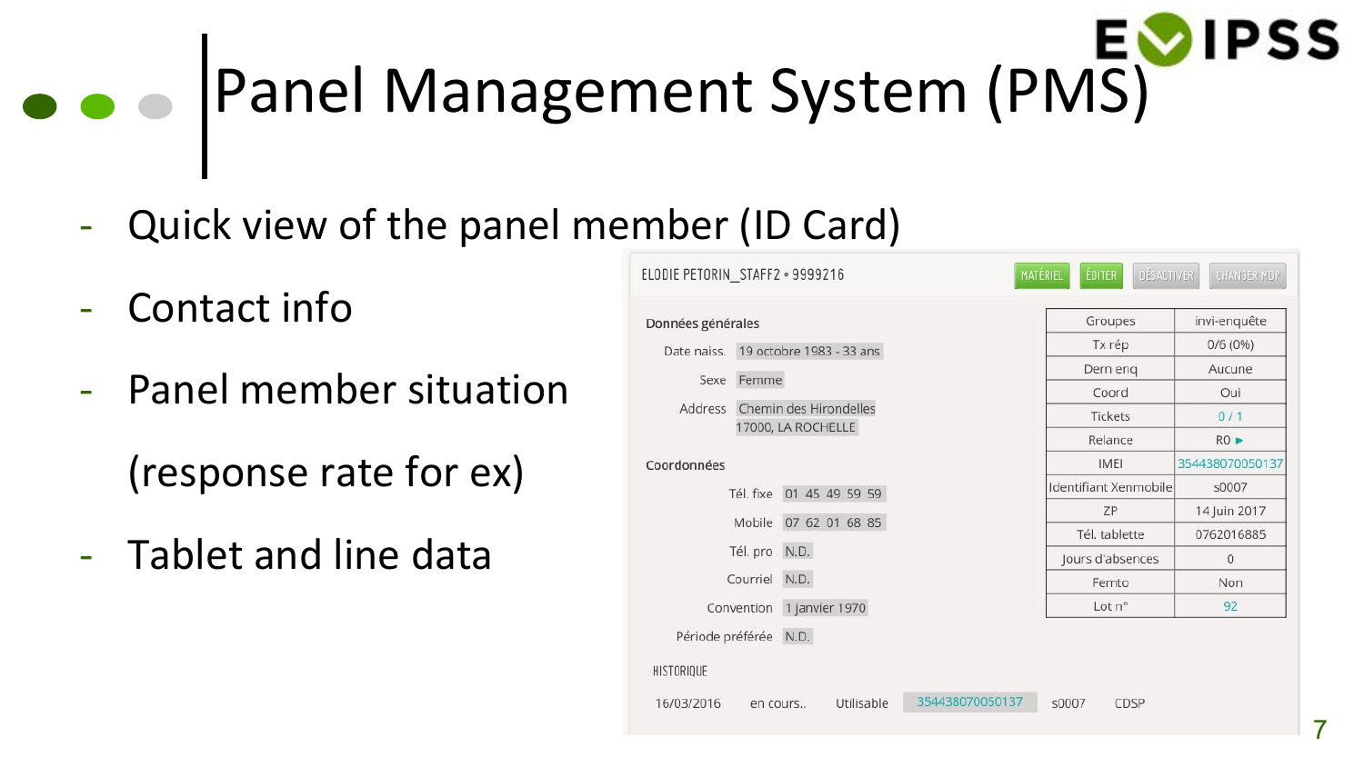# Panel Management System (PMS)

- Quick view of the panel member (ID Card)
- Contact info
- Panel member situation (response rate for ex)
- Tablet and line data

ELODIE PETORIN_STAFF2 • 9999216

MATÉRIEL | ÉDITER | DÉSACTIVER | CHANGER MDP

**Données générales**

Date naiss. 19 octobre 1983 - 33 ans

Sexe Femme

Address Chemin des Hirondelles 17000, LA ROCHELLE

**Coordonnées**

Tél. fixe 01 45 49 59 59

Mobile 07 62 01 68 85

Tél. pro N.D.

Courriel N.D.

Convention 1 janvier 1970

Période préférée N.D.

| | |
|---|---|
| Groupes | invi-enquête |
| Tx rép | 0/6 (0%) |
| Dern enq | Aucune |
| Coord | Oui |
| Tickets | 0 / 1 |
| Relance | R0 ► |
| IMEI | 354438070050137 |
| Identifiant Xenmobile | s0007 |
| ZP | 14 Juin 2017 |
| Tél. tablette | 0762016885 |
| Jours d'absences | 0 |
| Femto | Non |
| Lot n° | 92 |

HISTORIQUE

| | | | | | |
|---|---|---|---|---|---|
| 16/03/2016 | en cours.. | Utilisable | 354438070050137 | s0007 | CDSP |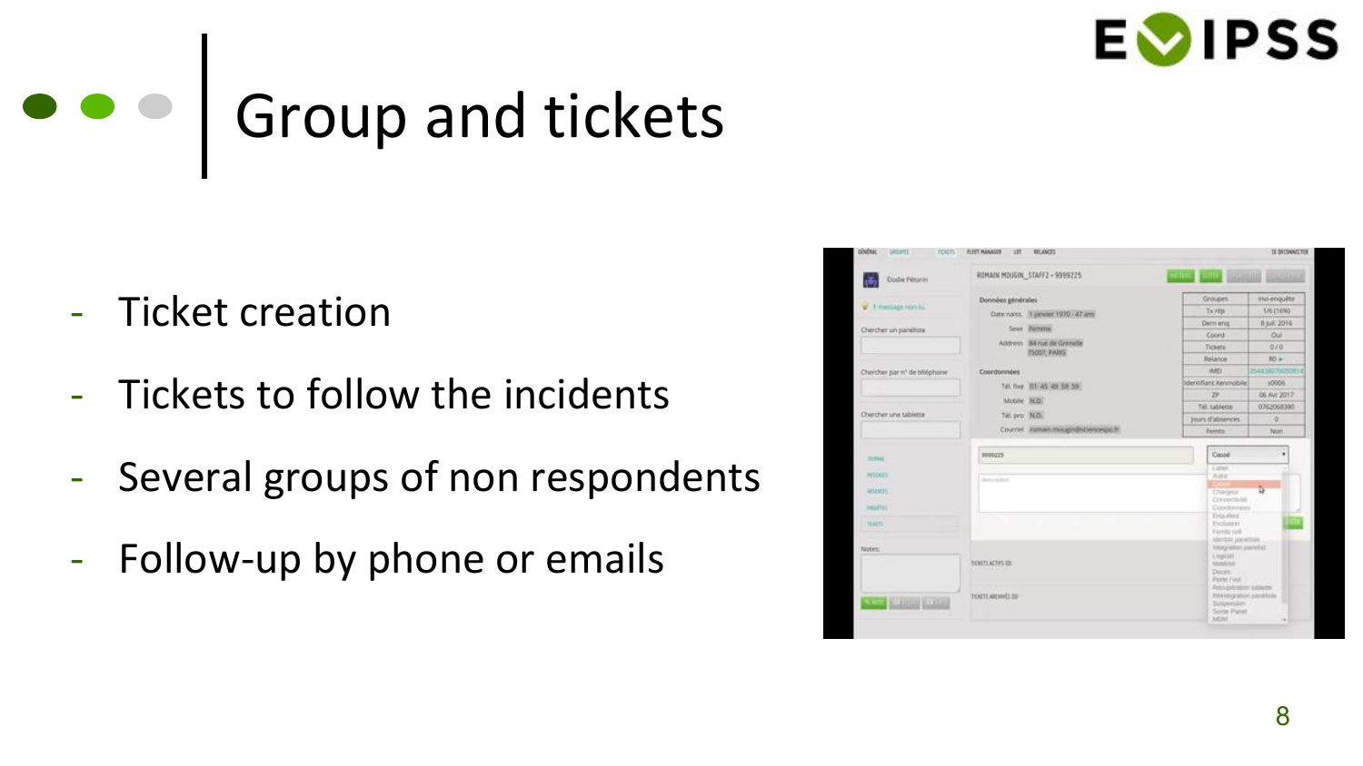# Group and tickets

- Ticket creation
- Tickets to follow the incidents
- Several groups of non respondents
- Follow-up by phone or emails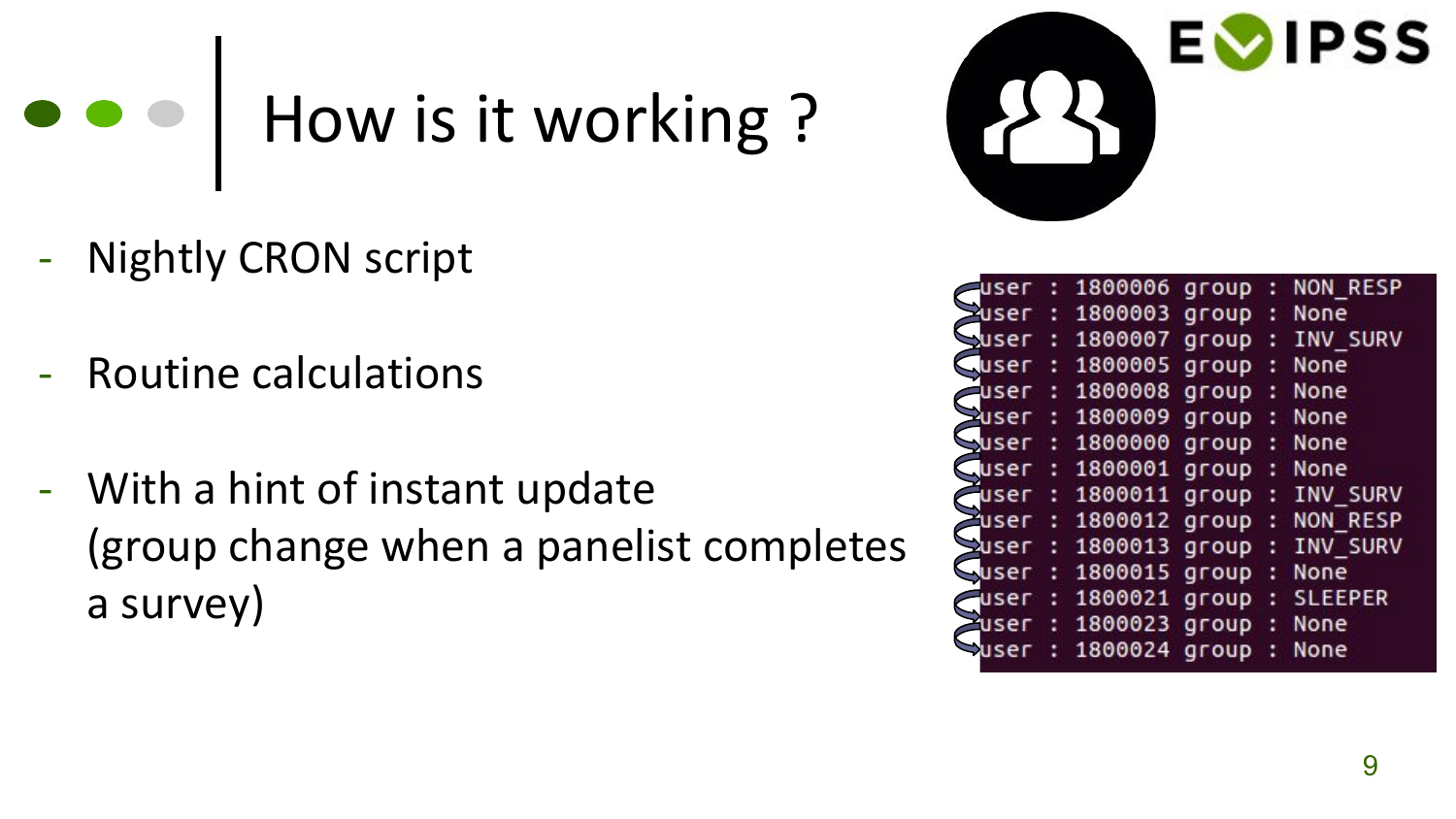# How is it working ?

- Nightly CRON script
- Routine calculations
- With a hint of instant update (group change when a panelist completes a survey)

```
user : 1800006 group : NON_RESP
user : 1800003 group : None
user : 1800007 group : INV_SURV
user : 1800005 group : None
user : 1800008 group : None
user : 1800009 group : None
user : 1800000 group : None
user : 1800001 group : None
user : 1800011 group : INV_SURV
user : 1800012 group : NON_RESP
user : 1800013 group : INV_SURV
user : 1800015 group : None
user : 1800021 group : SLEEPER
user : 1800023 group : None
user : 1800024 group : None
```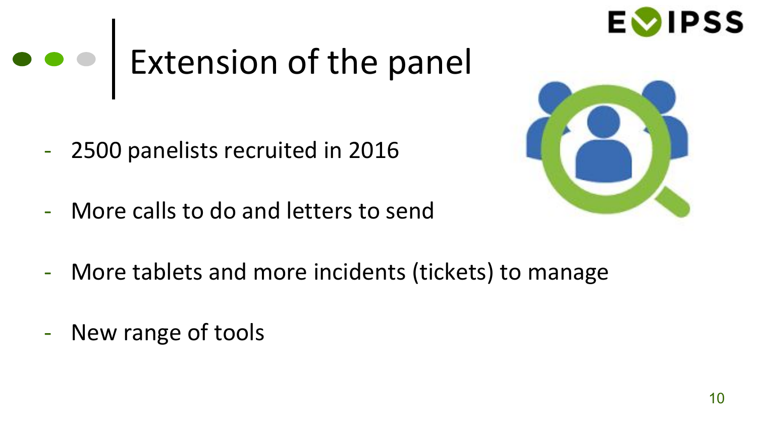# Extension of the panel

- 2500 panelists recruited in 2016
- More calls to do and letters to send
- More tablets and more incidents (tickets) to manage
- New range of tools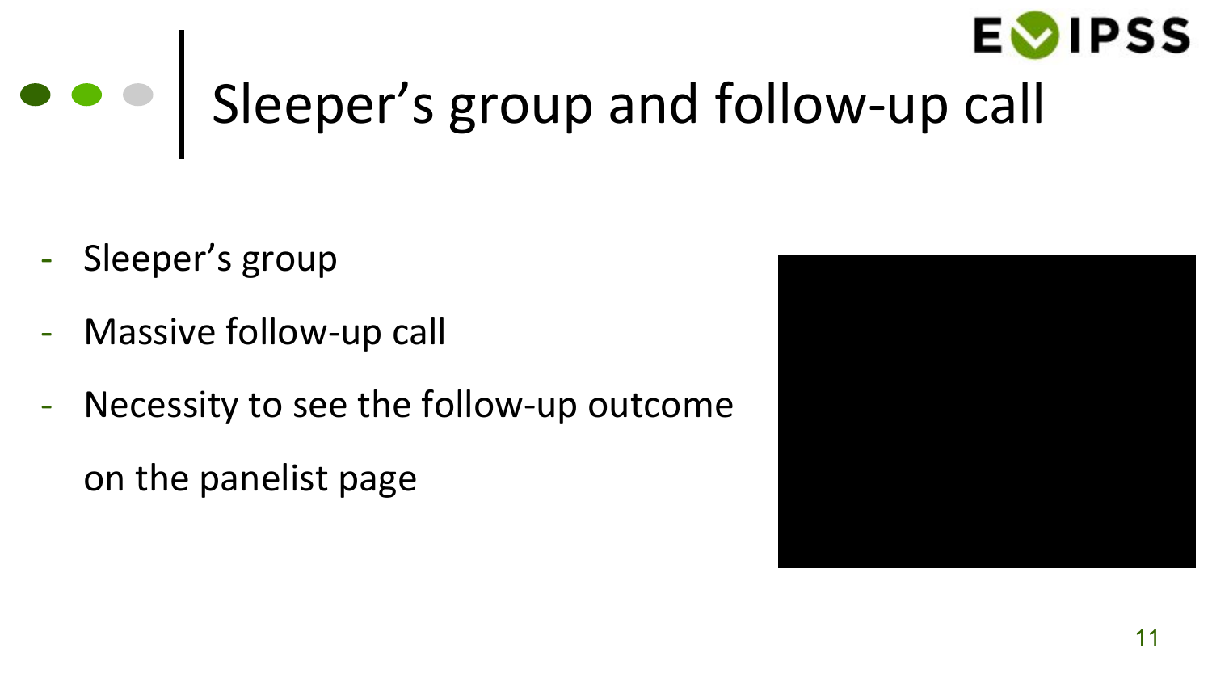# Sleeper's group and follow-up call

- Sleeper's group
- Massive follow-up call
- Necessity to see the follow-up outcome on the panelist page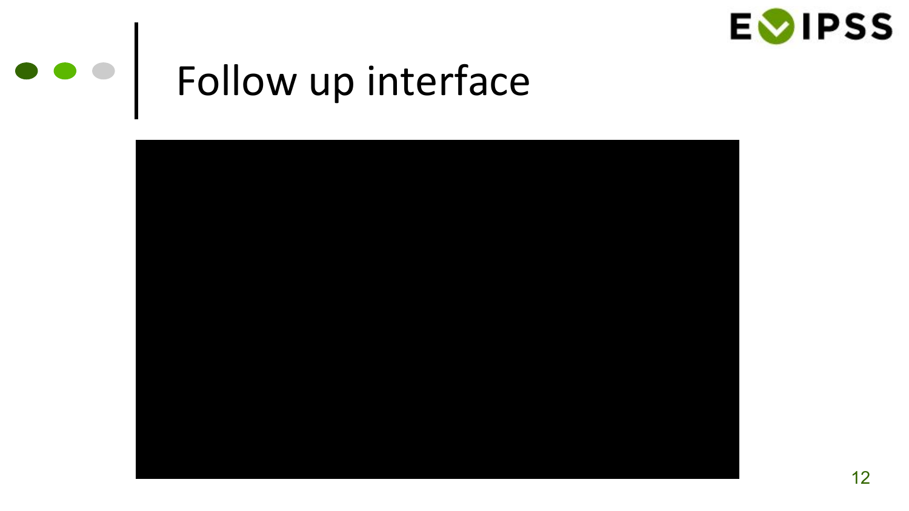# Follow up interface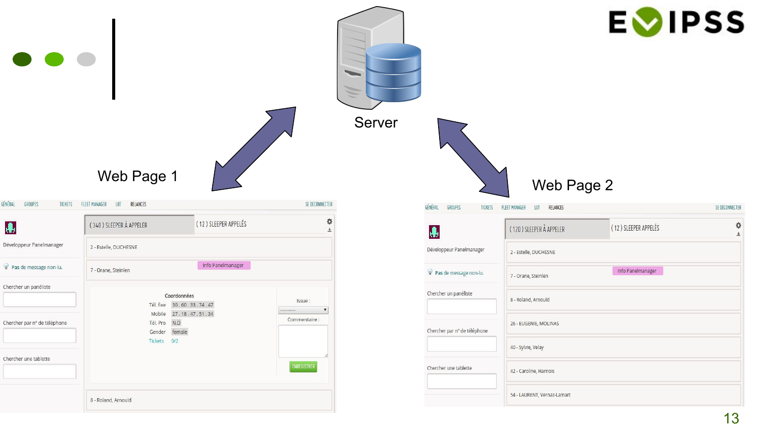Server

Web Page 1

| GÉNÉRAL | GROUPES | TICKETS | FLEET MANAGER | LOT | RELANCES | SE DECONNECTER |
|---|---|---|---|---|---|---|

Développeur Panelmanager

Pas de message non-lu.

Chercher un panéliste

Chercher par n° de téléphone

Chercher une tablette

( 340 ) SLEEPER À APPELER | ( 12 ) SLEEPER APPELÉS

2 - Estelle, DUCHESNE

7 - Orane, Steinlen — Info Panelmanager

Coordonnées

| | |
|---|---|
| Tél. fixe | 30 . 60 . 33 . 74 . 47 |
| Mobile | 27 . 18 . 47 . 51 . 34 |
| Tél. Pro | N.D |
| Gender | female |
| Tickets | 0/2 |

Issue : ----------

Commentaire :

ENREGISTRER

8 - Roland, Arnould

Web Page 2

| GÉNÉRAL | GROUPES | TICKETS | FLEET MANAGER | LOT | RELANCES | SE DECONNECTER |
|---|---|---|---|---|---|---|

Développeur Panelmanager

Pas de message non-lu.

Chercher un panéliste

Chercher par n° de téléphone

Chercher une tablette

( 120 ) SLEEPER À APPELER | ( 12 ) SLEEPER APPELÉS

2 - Estelle, DUCHESNE

7 - Orane, Steinlen — Info Panelmanager

8 - Roland, Arnould

26 - EUGENIE, MOLINAS

40 - Sylvie, Velay

42 - Caroline, Harnois

54 - LAURENT, Vernaz-Lamart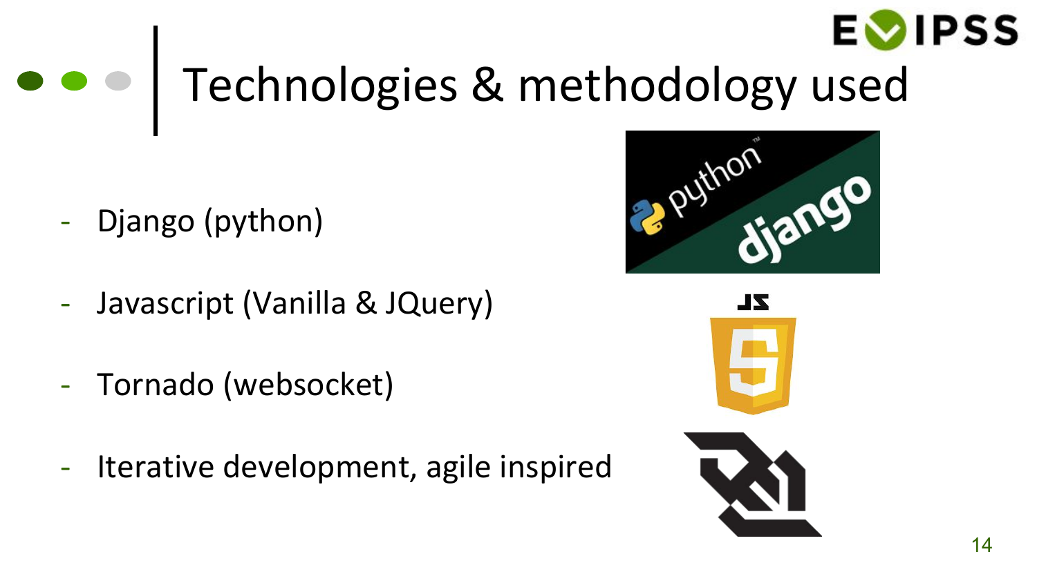# Technologies & methodology used

- Django (python)
- Javascript (Vanilla & JQuery)
- Tornado (websocket)
- Iterative development, agile inspired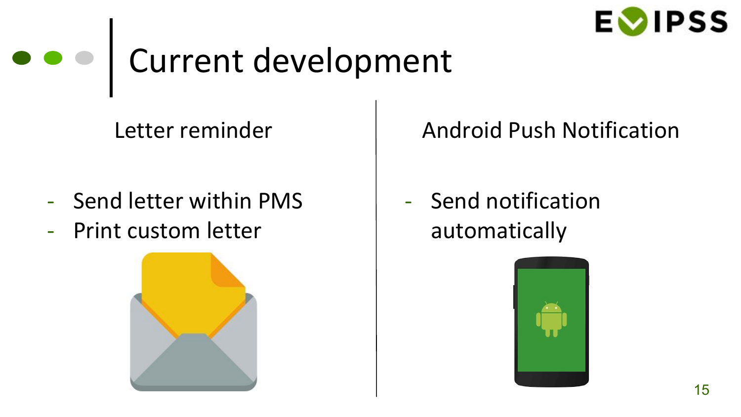# Current development

## Letter reminder

- Send letter within PMS
- Print custom letter

## Android Push Notification

- Send notification automatically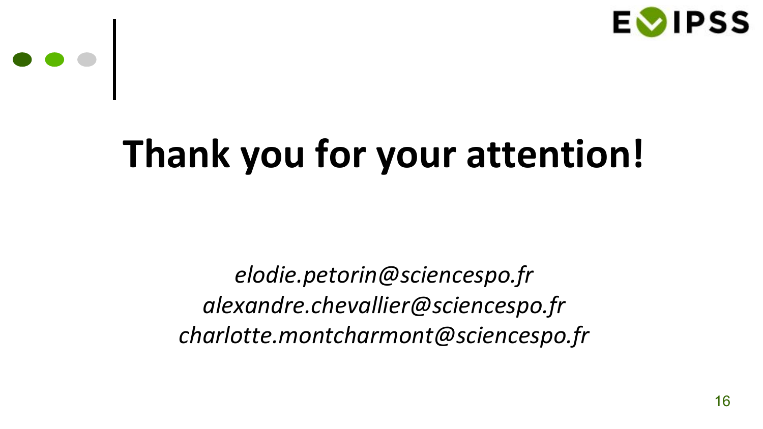# Thank you for your attention!

*elodie.petorin@sciencespo.fr*
*alexandre.chevallier@sciencespo.fr*
*charlotte.montcharmont@sciencespo.fr*